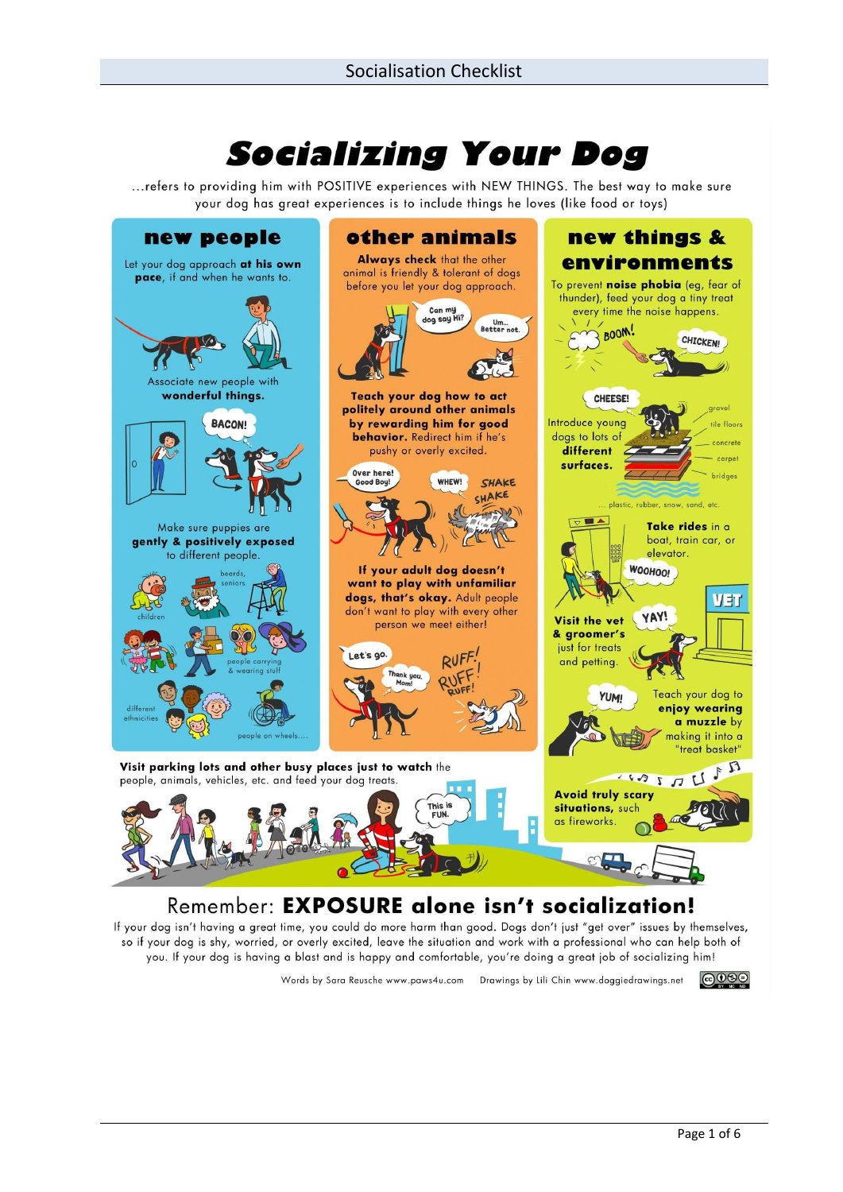# Socializing Your Dog

...refers to providing him with POSITIVE experiences with NEW THINGS. The best way to make sure your dog has great experiences is to include things he loves (like food or toys)

## new people

Let your dog approach **at his own pace**, if and when he wants to.

Associate new people with **wonderful things.**

BACON!

Make sure puppies are **gently & positively exposed** to different people.

beards, seniors

children

people carrying & wearing stuff

different ethnicities

people on wheels....

## other animals

**Always check** that the other animal is friendly & tolerant of dogs before you let your dog approach.

Can my dog say Hi?

Um... Better not.

**Teach your dog how to act politely around other animals by rewarding him for good behavior.** Redirect him if he's pushy or overly excited.

Over here! Good Boy!

WHEW!

SHAKE SHAKE

**If your adult dog doesn't want to play with unfamiliar dogs, that's okay.** Adult people don't want to play with every other person we meet either!

Let's go.

Thank you, Mom!

RUFF! RUFF! RUFF!

## new things & environments

To prevent **noise phobia** (eg, fear of thunder), feed your dog a tiny treat every time the noise happens.

BOOM!

CHICKEN!

CHEESE!

Introduce young dogs to lots of **different surfaces.**

gravel, tile floors, concrete, carpet, bridges

... plastic, rubber, snow, sand, etc.

**Take rides** in a boat, train car, or elevator.

WOOHOO!

VET

**Visit the vet & groomer's** just for treats and petting.

YAY!

YUM!

Teach your dog to **enjoy wearing a muzzle** by making it into a "treat basket"

**Avoid truly scary situations,** such as fireworks.

**Visit parking lots and other busy places just to watch** the people, animals, vehicles, etc. and feed your dog treats.

This is FUN.

## Remember: EXPOSURE alone isn't socialization!

If your dog isn't having a great time, you could do more harm than good. Dogs don't just "get over" issues by themselves, so if your dog is shy, worried, or overly excited, leave the situation and work with a professional who can help both of you. If your dog is having a blast and is happy and comfortable, you're doing a great job of socializing him!

Words by Sara Reusche www.paws4u.com    Drawings by Lili Chin www.doggiedrawings.net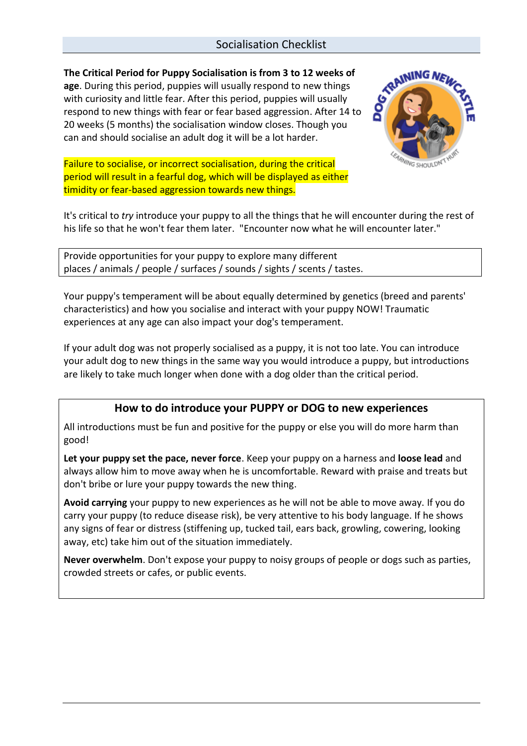## Socialisation Checklist

**The Critical Period for Puppy Socialisation is from 3 to 12 weeks of age**. During this period, puppies will usually respond to new things with curiosity and little fear. After this period, puppies will usually respond to new things with fear or fear based aggression. After 14 to 20 weeks (5 months) the socialisation window closes. Though you can and should socialise an adult dog it will be a lot harder.

Failure to socialise, or incorrect socialisation, during the critical period will result in a fearful dog, which will be displayed as either timidity or fear-based aggression towards new things.

It's critical to *try* introduce your puppy to all the things that he will encounter during the rest of his life so that he won't fear them later. "Encounter now what he will encounter later."

Provide opportunities for your puppy to explore many different places / animals / people / surfaces / sounds / sights / scents / tastes.

Your puppy's temperament will be about equally determined by genetics (breed and parents' characteristics) and how you socialise and interact with your puppy NOW! Traumatic experiences at any age can also impact your dog's temperament.

If your adult dog was not properly socialised as a puppy, it is not too late. You can introduce your adult dog to new things in the same way you would introduce a puppy, but introductions are likely to take much longer when done with a dog older than the critical period.

### How to do introduce your PUPPY or DOG to new experiences

All introductions must be fun and positive for the puppy or else you will do more harm than good!

**Let your puppy set the pace, never force**. Keep your puppy on a harness and **loose lead** and always allow him to move away when he is uncomfortable. Reward with praise and treats but don't bribe or lure your puppy towards the new thing.

**Avoid carrying** your puppy to new experiences as he will not be able to move away. If you do carry your puppy (to reduce disease risk), be very attentive to his body language. If he shows any signs of fear or distress (stiffening up, tucked tail, ears back, growling, cowering, looking away, etc) take him out of the situation immediately.

**Never overwhelm**. Don't expose your puppy to noisy groups of people or dogs such as parties, crowded streets or cafes, or public events.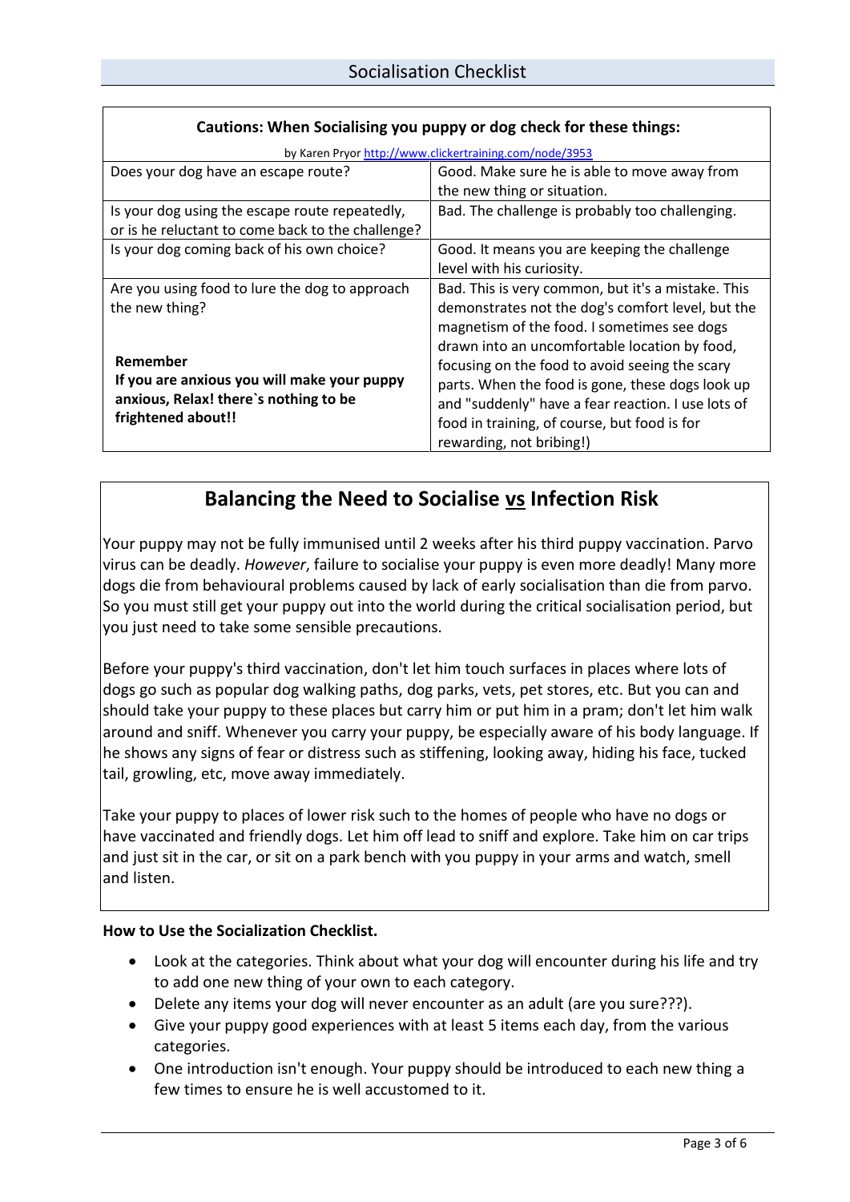## Socialisation Checklist

| Cautions: When Socialising you puppy or dog check for these things: | |
|---|---|
| by Karen Pryor http://www.clickertraining.com/node/3953 | |
| Does your dog have an escape route? | Good. Make sure he is able to move away from the new thing or situation. |
| Is your dog using the escape route repeatedly, or is he reluctant to come back to the challenge? | Bad. The challenge is probably too challenging. |
| Is your dog coming back of his own choice? | Good. It means you are keeping the challenge level with his curiosity. |
| Are you using food to lure the dog to approach the new thing?<br><br>**Remember**<br>**If you are anxious you will make your puppy anxious, Relax! there`s nothing to be frightened about!!** | Bad. This is very common, but it's a mistake. This demonstrates not the dog's comfort level, but the magnetism of the food. I sometimes see dogs drawn into an uncomfortable location by food, focusing on the food to avoid seeing the scary parts. When the food is gone, these dogs look up and "suddenly" have a fear reaction. I use lots of food in training, of course, but food is for rewarding, not bribing!) |

## Balancing the Need to Socialise vs Infection Risk

Your puppy may not be fully immunised until 2 weeks after his third puppy vaccination. Parvo virus can be deadly. *However*, failure to socialise your puppy is even more deadly! Many more dogs die from behavioural problems caused by lack of early socialisation than die from parvo. So you must still get your puppy out into the world during the critical socialisation period, but you just need to take some sensible precautions.

Before your puppy's third vaccination, don't let him touch surfaces in places where lots of dogs go such as popular dog walking paths, dog parks, vets, pet stores, etc. But you can and should take your puppy to these places but carry him or put him in a pram; don't let him walk around and sniff. Whenever you carry your puppy, be especially aware of his body language. If he shows any signs of fear or distress such as stiffening, looking away, hiding his face, tucked tail, growling, etc, move away immediately.

Take your puppy to places of lower risk such to the homes of people who have no dogs or have vaccinated and friendly dogs. Let him off lead to sniff and explore. Take him on car trips and just sit in the car, or sit on a park bench with you puppy in your arms and watch, smell and listen.

**How to Use the Socialization Checklist.**

- Look at the categories. Think about what your dog will encounter during his life and try to add one new thing of your own to each category.
- Delete any items your dog will never encounter as an adult (are you sure???).
- Give your puppy good experiences with at least 5 items each day, from the various categories.
- One introduction isn't enough. Your puppy should be introduced to each new thing a few times to ensure he is well accustomed to it.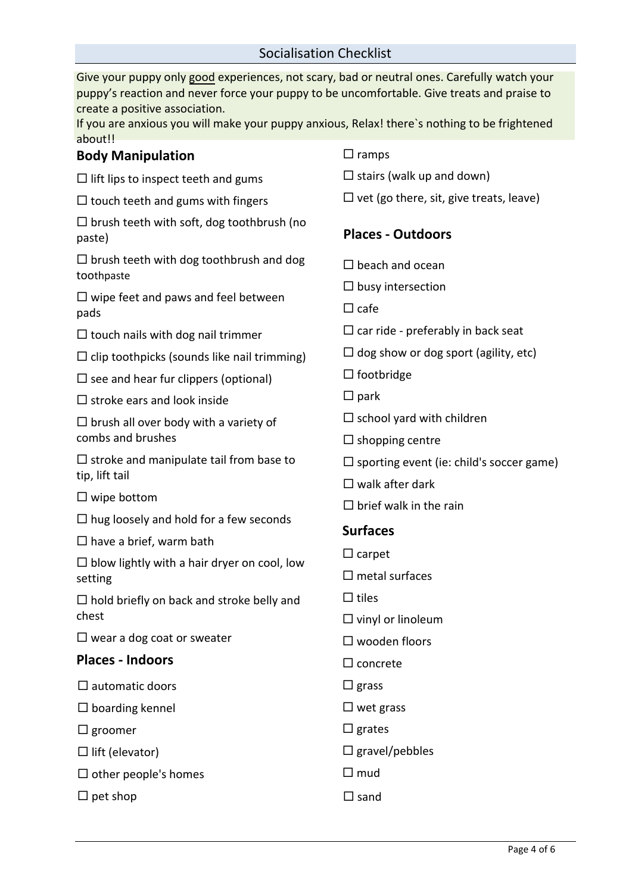## Socialisation Checklist

Give your puppy only good experiences, not scary, bad or neutral ones. Carefully watch your puppy's reaction and never force your puppy to be uncomfortable. Give treats and praise to create a positive association.
If you are anxious you will make your puppy anxious, Relax! there`s nothing to be frightened about!!

### Body Manipulation

- ☐ lift lips to inspect teeth and gums
- ☐ touch teeth and gums with fingers
- ☐ brush teeth with soft, dog toothbrush (no paste)
- ☐ brush teeth with dog toothbrush and dog toothpaste
- ☐ wipe feet and paws and feel between pads
- ☐ touch nails with dog nail trimmer
- ☐ clip toothpicks (sounds like nail trimming)
- ☐ see and hear fur clippers (optional)
- ☐ stroke ears and look inside
- ☐ brush all over body with a variety of combs and brushes
- ☐ stroke and manipulate tail from base to tip, lift tail
- ☐ wipe bottom
- ☐ hug loosely and hold for a few seconds
- ☐ have a brief, warm bath
- ☐ blow lightly with a hair dryer on cool, low setting
- ☐ hold briefly on back and stroke belly and chest
- ☐ wear a dog coat or sweater

### Places - Indoors

- ☐ automatic doors
- ☐ boarding kennel
- ☐ groomer
- ☐ lift (elevator)
- ☐ other people's homes
- ☐ pet shop
- ☐ ramps
- ☐ stairs (walk up and down)
- ☐ vet (go there, sit, give treats, leave)

### Places - Outdoors

- ☐ beach and ocean
- ☐ busy intersection
- ☐ cafe
- ☐ car ride - preferably in back seat
- ☐ dog show or dog sport (agility, etc)
- ☐ footbridge
- ☐ park
- ☐ school yard with children
- ☐ shopping centre
- ☐ sporting event (ie: child's soccer game)
- ☐ walk after dark
- ☐ brief walk in the rain

### Surfaces

- ☐ carpet
- ☐ metal surfaces
- ☐ tiles
- ☐ vinyl or linoleum
- ☐ wooden floors
- ☐ concrete
- ☐ grass
- ☐ wet grass
- ☐ grates
- ☐ gravel/pebbles
- ☐ mud
- ☐ sand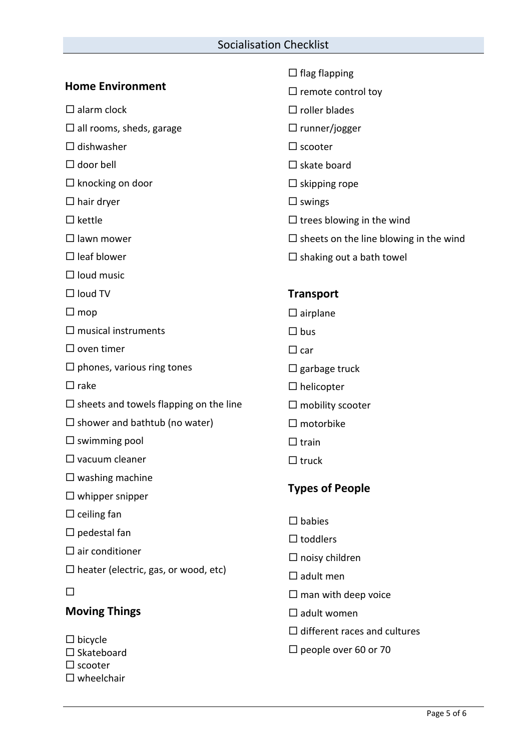# Socialisation Checklist

## Home Environment

☐ alarm clock

☐ all rooms, sheds, garage

☐ dishwasher

☐ door bell

☐ knocking on door

☐ hair dryer

☐ kettle

☐ lawn mower

☐ leaf blower

☐ loud music

☐ loud TV

☐ mop

☐ musical instruments

☐ oven timer

☐ phones, various ring tones

☐ rake

☐ sheets and towels flapping on the line

☐ shower and bathtub (no water)

☐ swimming pool

☐ vacuum cleaner

☐ washing machine

☐ whipper snipper

☐ ceiling fan

☐ pedestal fan

☐ air conditioner

☐ heater (electric, gas, or wood, etc)

☐

## Moving Things

☐ bicycle
☐ Skateboard
☐ scooter
☐ wheelchair

☐ flag flapping

☐ remote control toy

☐ roller blades

☐ runner/jogger

☐ scooter

☐ skate board

☐ skipping rope

☐ swings

☐ trees blowing in the wind

☐ sheets on the line blowing in the wind

☐ shaking out a bath towel

## Transport

☐ airplane

☐ bus

☐ car

☐ garbage truck

☐ helicopter

☐ mobility scooter

☐ motorbike

☐ train

☐ truck

## Types of People

☐ babies

☐ toddlers

☐ noisy children

☐ adult men

☐ man with deep voice

☐ adult women

☐ different races and cultures

☐ people over 60 or 70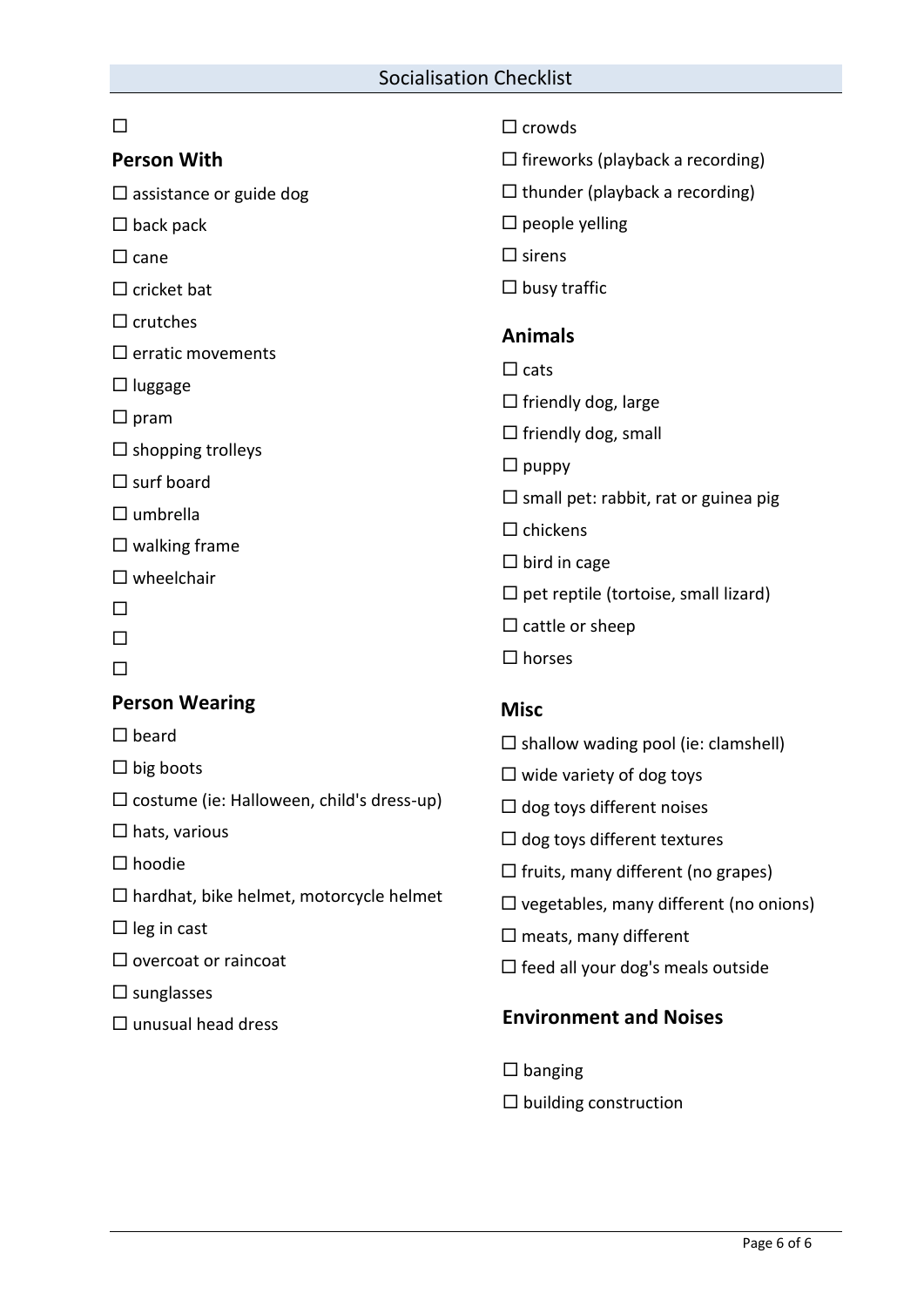☐

**Person With**

☐ assistance or guide dog

☐ back pack

☐ cane

☐ cricket bat

☐ crutches

☐ erratic movements

☐ luggage

☐ pram

☐ shopping trolleys

☐ surf board

☐ umbrella

☐ walking frame

☐ wheelchair

☐

☐

☐

**Person Wearing**

☐ beard

☐ big boots

☐ costume (ie: Halloween, child's dress-up)

☐ hats, various

☐ hoodie

☐ hardhat, bike helmet, motorcycle helmet

☐ leg in cast

☐ overcoat or raincoat

☐ sunglasses

☐ unusual head dress

☐ crowds

☐ fireworks (playback a recording)

☐ thunder (playback a recording)

☐ people yelling

☐ sirens

☐ busy traffic

**Animals**

☐ cats

☐ friendly dog, large

☐ friendly dog, small

☐ puppy

☐ small pet: rabbit, rat or guinea pig

☐ chickens

☐ bird in cage

☐ pet reptile (tortoise, small lizard)

☐ cattle or sheep

☐ horses

**Misc**

☐ shallow wading pool (ie: clamshell)

☐ wide variety of dog toys

☐ dog toys different noises

☐ dog toys different textures

☐ fruits, many different (no grapes)

☐ vegetables, many different (no onions)

☐ meats, many different

☐ feed all your dog's meals outside

**Environment and Noises**

☐ banging

☐ building construction